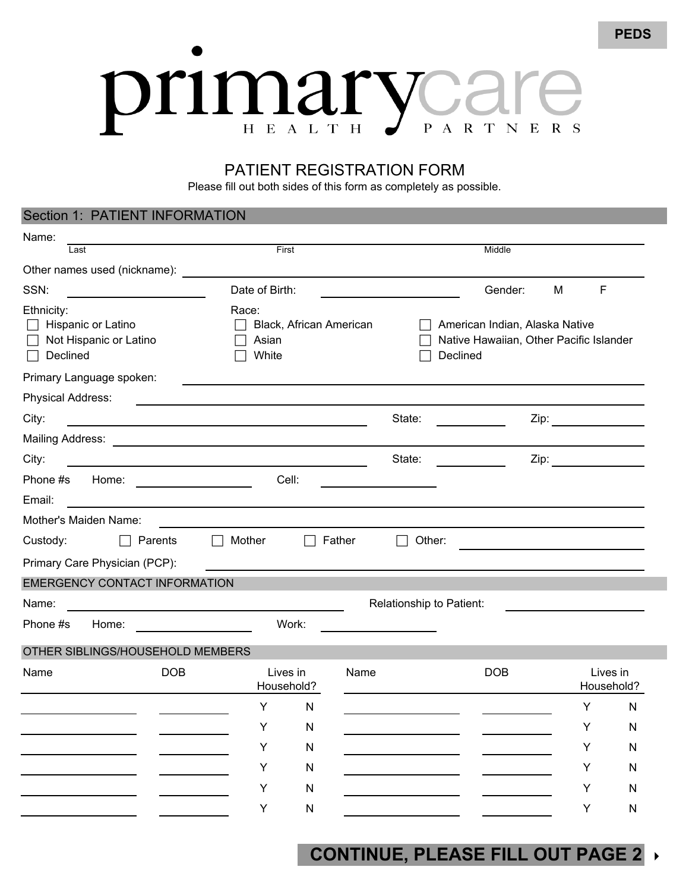**PEDS**

# primarycare HEALTH PARTNERS

## PATIENT REGISTRATION FORM

Please fill out both sides of this form as completely as possible.

### Section 1: PATIENT INFORMATION

Name: ______________________________________________
Last First Middle

Other names used (nickname): ______________________

SSN: ______________ Date of Birth: ______________ Gender: M F

Ethnicity:
- ☐ Hispanic or Latino
- ☐ Not Hispanic or Latino
- ☐ Declined

Race:
- ☐ Black, African American
- ☐ Asian
- ☐ White
- ☐ American Indian, Alaska Native
- ☐ Native Hawaiian, Other Pacific Islander
- ☐ Declined

Primary Language spoken: ______________________

Physical Address: ______________________

City: ______________ State: ________ Zip: ________

Mailing Address: ______________________

City: ______________ State: ________ Zip: ________

Phone #s Home: ______________ Cell: ______________

Email: ______________________

Mother's Maiden Name: ______________________

Custody: ☐ Parents ☐ Mother ☐ Father ☐ Other: ______________

Primary Care Physician (PCP): ______________________

### EMERGENCY CONTACT INFORMATION

Name: ______________________ Relationship to Patient: ______________

Phone #s Home: ______________ Work: ______________

### OTHER SIBLINGS/HOUSEHOLD MEMBERS

| Name | DOB | Lives in Household? | Name | DOB | Lives in Household? |
|---|---|---|---|---|---|
| | | Y N | | | Y N |
| | | Y N | | | Y N |
| | | Y N | | | Y N |
| | | Y N | | | Y N |
| | | Y N | | | Y N |
| | | Y N | | | Y N |

**CONTINUE, PLEASE FILL OUT PAGE 2**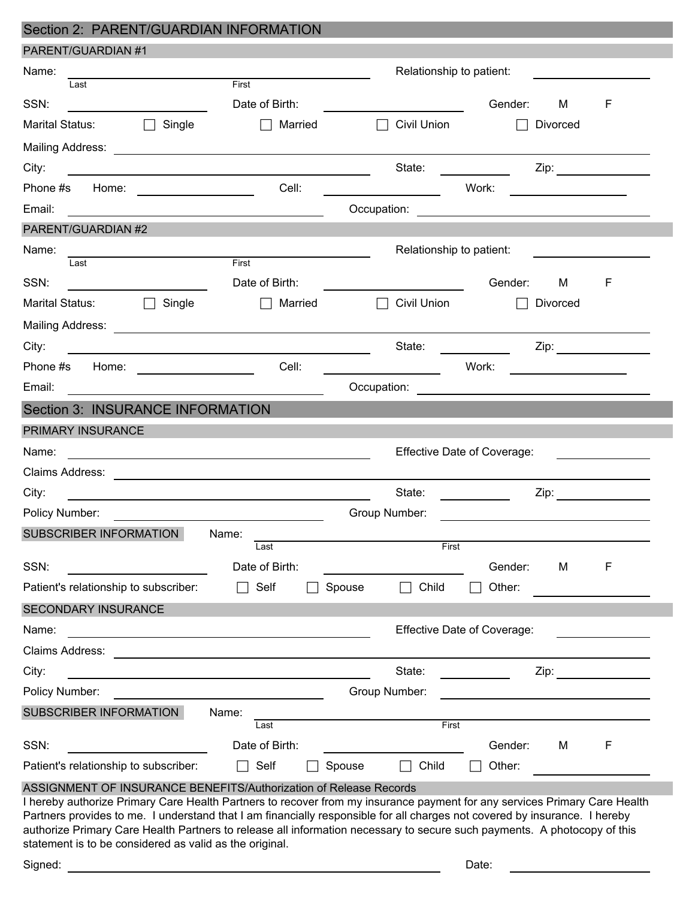## Section 2: PARENT/GUARDIAN INFORMATION

### PARENT/GUARDIAN #1

Name: ______________________ (Last) ______________________ (First) Relationship to patient: ______________

SSN: ______________ Date of Birth: ______________ Gender: M F

Marital Status: ☐ Single ☐ Married ☐ Civil Union ☐ Divorced

Mailing Address: ______________________________________________

City: ______________________ State: ________ Zip: __________

Phone #s Home: ______________ Cell: ______________ Work: ______________

Email: ______________________ Occupation: ______________________

### PARENT/GUARDIAN #2

Name: ______________________ (Last) ______________________ (First) Relationship to patient: ______________

SSN: ______________ Date of Birth: ______________ Gender: M F

Marital Status: ☐ Single ☐ Married ☐ Civil Union ☐ Divorced

Mailing Address: ______________________________________________

City: ______________________ State: ________ Zip: __________

Phone #s Home: ______________ Cell: ______________ Work: ______________

Email: ______________________ Occupation: ______________________

## Section 3: INSURANCE INFORMATION

### PRIMARY INSURANCE

Name: ______________________ Effective Date of Coverage: __________

Claims Address: ______________________________________________

City: ______________________ State: ________ Zip: __________

Policy Number: ______________ Group Number: ______________

**SUBSCRIBER INFORMATION** Name: ______________________ (Last) ______________________ (First)

SSN: ______________ Date of Birth: ______________ Gender: M F

Patient's relationship to subscriber: ☐ Self ☐ Spouse ☐ Child ☐ Other: __________

### SECONDARY INSURANCE

Name: ______________________ Effective Date of Coverage: __________

Claims Address: ______________________________________________

City: ______________________ State: ________ Zip: __________

Policy Number: ______________ Group Number: ______________

**SUBSCRIBER INFORMATION** Name: ______________________ (Last) ______________________ (First)

SSN: ______________ Date of Birth: ______________ Gender: M F

Patient's relationship to subscriber: ☐ Self ☐ Spouse ☐ Child ☐ Other: __________

### ASSIGNMENT OF INSURANCE BENEFITS/Authorization of Release Records

I hereby authorize Primary Care Health Partners to recover from my insurance payment for any services Primary Care Health Partners provides to me. I understand that I am financially responsible for all charges not covered by insurance. I hereby authorize Primary Care Health Partners to release all information necessary to secure such payments. A photocopy of this statement is to be considered as valid as the original.

Signed: ______________________________ Date: ______________